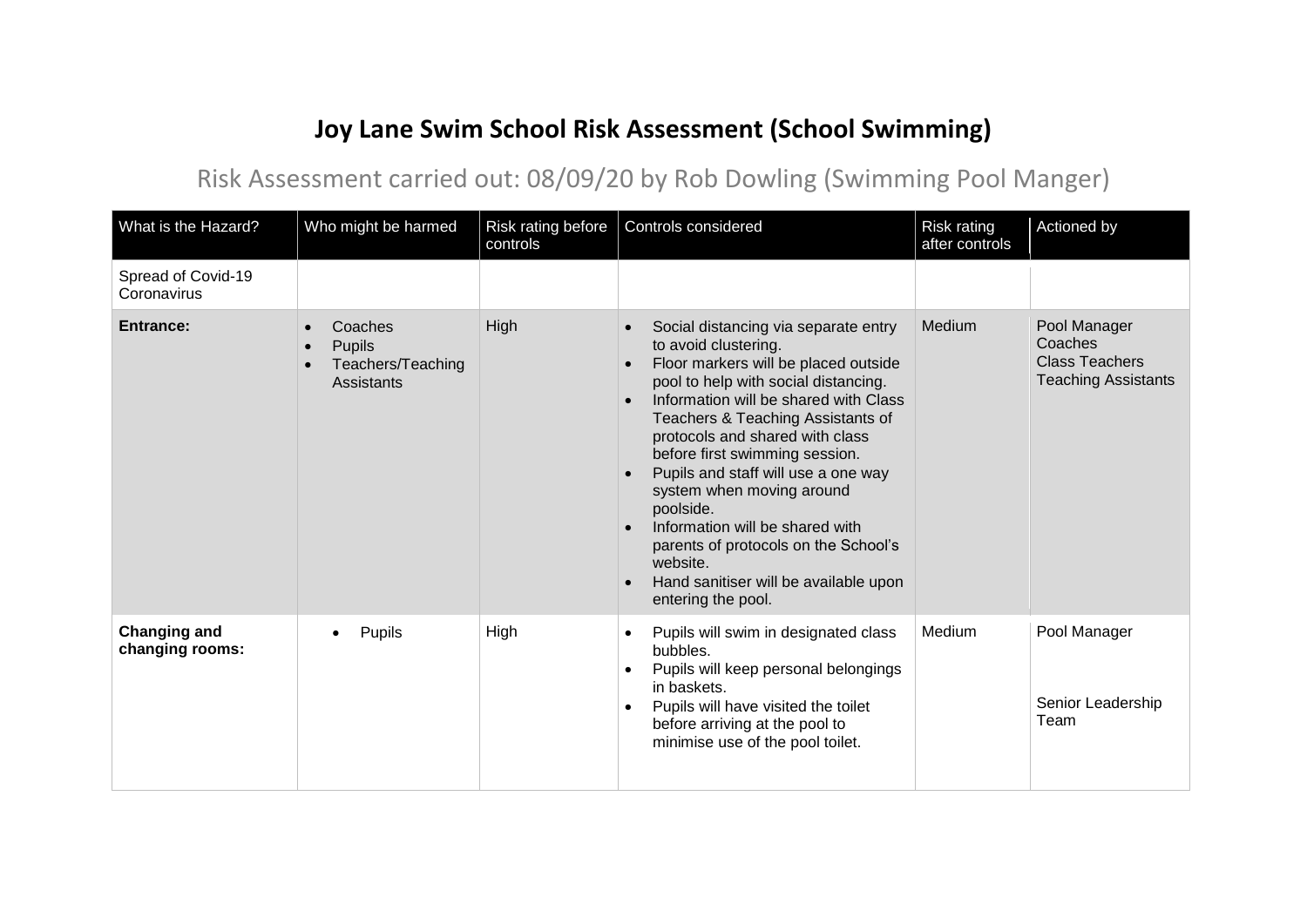# Joy Lane Swim School Risk Assessment (School Swimming)

## Risk Assessment carried out: 08/09/20 by Rob Dowling (Swimming Pool Manger)

| What is the Hazard? | Who might be harmed | Risk rating before controls | Controls considered | Risk rating after controls | Actioned by |
|---|---|---|---|---|---|
| Spread of Covid-19 Coronavirus | | | | | |
| **Entrance:** | • Coaches<br>• Pupils<br>• Teachers/Teaching Assistants | High | • Social distancing via separate entry to avoid clustering.<br>• Floor markers will be placed outside pool to help with social distancing.<br>• Information will be shared with Class Teachers & Teaching Assistants of protocols and shared with class before first swimming session.<br>• Pupils and staff will use a one way system when moving around poolside.<br>• Information will be shared with parents of protocols on the School's website.<br>• Hand sanitiser will be available upon entering the pool. | Medium | Pool Manager<br>Coaches<br>Class Teachers<br>Teaching Assistants |
| **Changing and changing rooms:** | • Pupils | High | • Pupils will swim in designated class bubbles.<br>• Pupils will keep personal belongings in baskets.<br>• Pupils will have visited the toilet before arriving at the pool to minimise use of the pool toilet. | Medium | Pool Manager<br><br>Senior Leadership Team |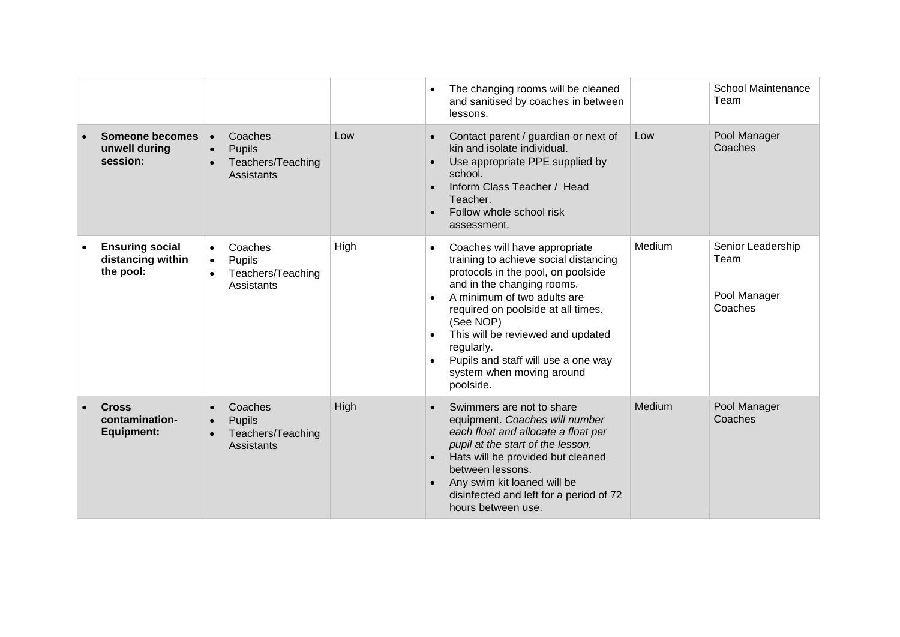| | | | | | |
|---|---|---|---|---|---|
| | | | • The changing rooms will be cleaned and sanitised by coaches in between lessons. | | School Maintenance Team |
| • **Someone becomes unwell during session:** | • Coaches<br>• Pupils<br>• Teachers/Teaching Assistants | Low | • Contact parent / guardian or next of kin and isolate individual.<br>• Use appropriate PPE supplied by school.<br>• Inform Class Teacher / Head Teacher.<br>• Follow whole school risk assessment. | Low | Pool Manager<br>Coaches |
| • **Ensuring social distancing within the pool:** | • Coaches<br>• Pupils<br>• Teachers/Teaching Assistants | High | • Coaches will have appropriate training to achieve social distancing protocols in the pool, on poolside and in the changing rooms.<br>• A minimum of two adults are required on poolside at all times. (See NOP)<br>• This will be reviewed and updated regularly.<br>• Pupils and staff will use a one way system when moving around poolside. | Medium | Senior Leadership Team<br><br>Pool Manager<br>Coaches |
| • **Cross contamination-Equipment:** | • Coaches<br>• Pupils<br>• Teachers/Teaching Assistants | High | • Swimmers are not to share equipment. *Coaches will number each float and allocate a float per pupil at the start of the lesson.*<br>• Hats will be provided but cleaned between lessons.<br>• Any swim kit loaned will be disinfected and left for a period of 72 hours between use. | Medium | Pool Manager<br>Coaches |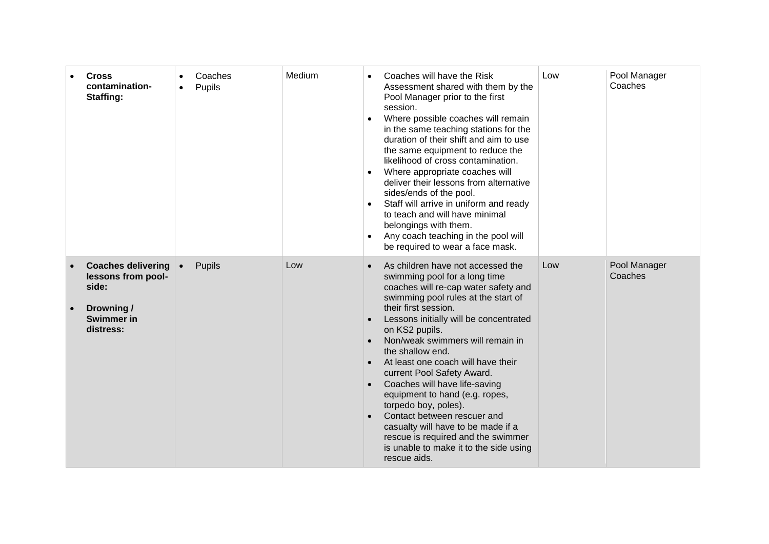| | | | | | |
|---|---|---|---|---|---|
| • **Cross contamination- Staffing:** | • Coaches<br>• Pupils | Medium | • Coaches will have the Risk Assessment shared with them by the Pool Manager prior to the first session.<br>• Where possible coaches will remain in the same teaching stations for the duration of their shift and aim to use the same equipment to reduce the likelihood of cross contamination.<br>• Where appropriate coaches will deliver their lessons from alternative sides/ends of the pool.<br>• Staff will arrive in uniform and ready to teach and will have minimal belongings with them.<br>• Any coach teaching in the pool will be required to wear a face mask. | Low | Pool Manager<br>Coaches |
| • **Coaches delivering lessons from pool-side:**<br><br>• **Drowning / Swimmer in distress:** | • Pupils | Low | • As children have not accessed the swimming pool for a long time coaches will re-cap water safety and swimming pool rules at the start of their first session.<br>• Lessons initially will be concentrated on KS2 pupils.<br>• Non/weak swimmers will remain in the shallow end.<br>• At least one coach will have their current Pool Safety Award.<br>• Coaches will have life-saving equipment to hand (e.g. ropes, torpedo boy, poles).<br>• Contact between rescuer and casualty will have to be made if a rescue is required and the swimmer is unable to make it to the side using rescue aids. | Low | Pool Manager<br>Coaches |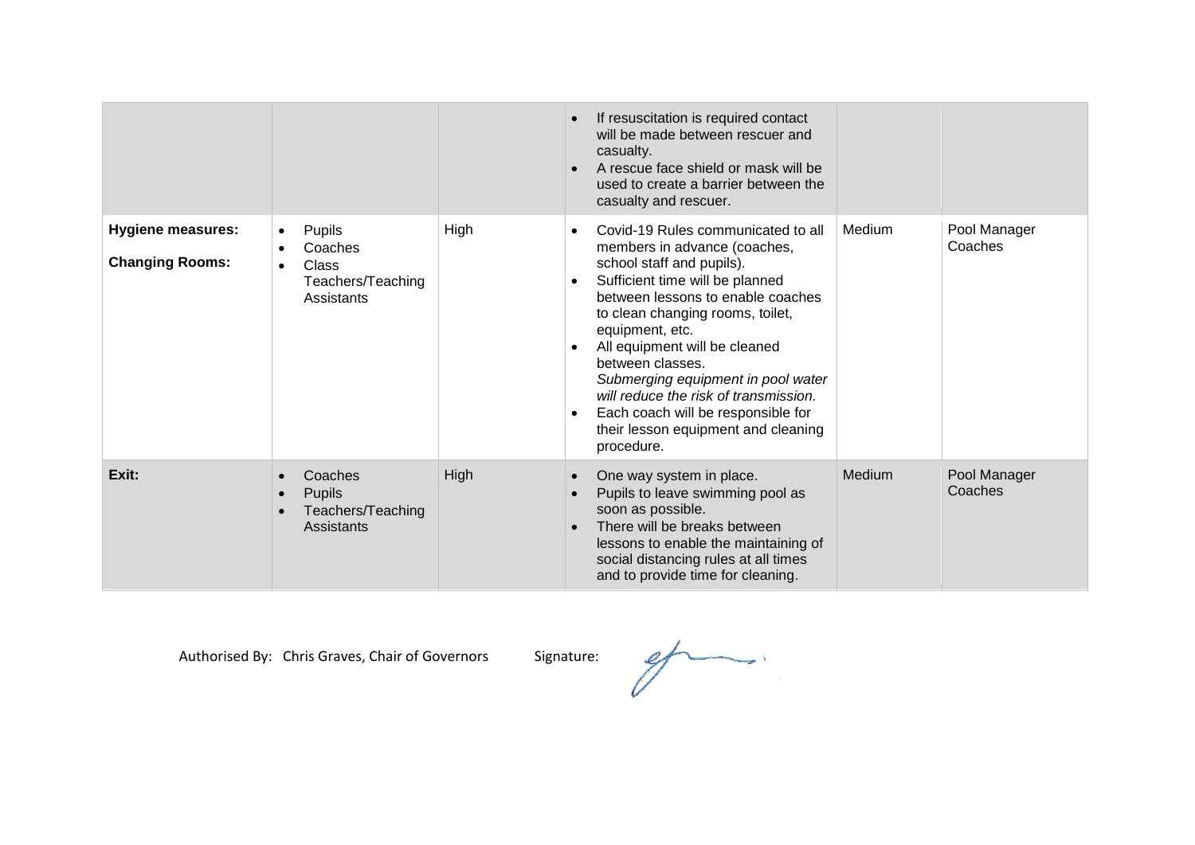| | | | | | |
|---|---|---|---|---|---|
| | | | • If resuscitation is required contact will be made between rescuer and casualty.<br>• A rescue face shield or mask will be used to create a barrier between the casualty and rescuer. | | |
| **Hygiene measures:**<br><br>**Changing Rooms:** | • Pupils<br>• Coaches<br>• Class Teachers/Teaching Assistants | High | • Covid-19 Rules communicated to all members in advance (coaches, school staff and pupils).<br>• Sufficient time will be planned between lessons to enable coaches to clean changing rooms, toilet, equipment, etc.<br>• All equipment will be cleaned between classes. *Submerging equipment in pool water will reduce the risk of transmission.*<br>• Each coach will be responsible for their lesson equipment and cleaning procedure. | Medium | Pool Manager<br>Coaches |
| **Exit:** | • Coaches<br>• Pupils<br>• Teachers/Teaching Assistants | High | • One way system in place.<br>• Pupils to leave swimming pool as soon as possible.<br>• There will be breaks between lessons to enable the maintaining of social distancing rules at all times and to provide time for cleaning. | Medium | Pool Manager<br>Coaches |

Authorised By: Chris Graves, Chair of Governors Signature: